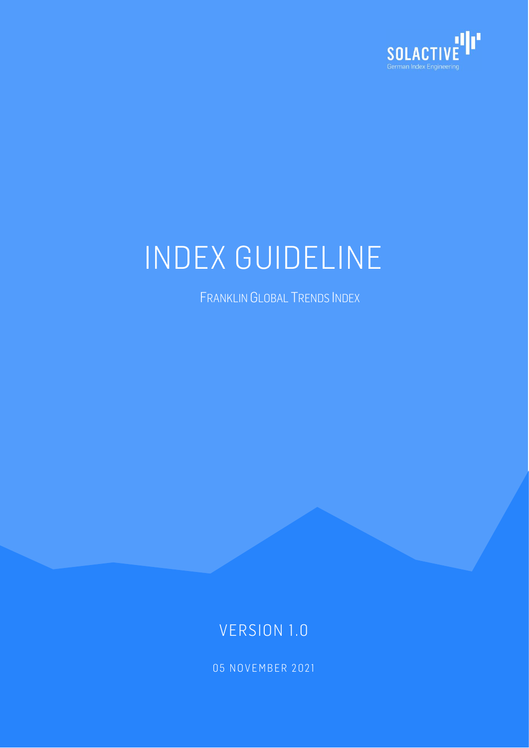SOLACTIVE
German Index Engineering

# INDEX GUIDELINE

FRANKLIN GLOBAL TRENDS INDEX

VERSION 1.0

05 NOVEMBER 2021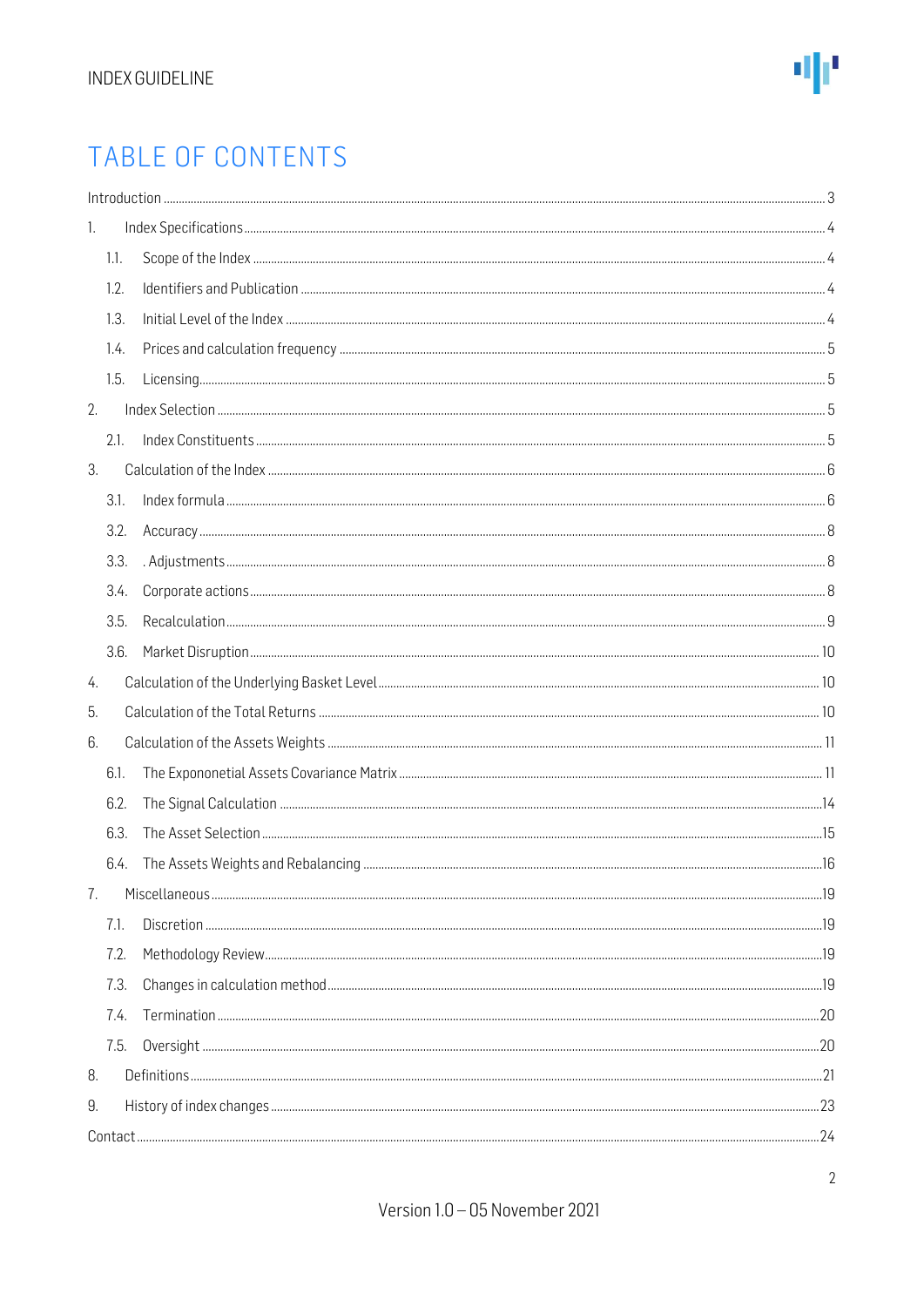# TABLE OF CONTENTS

Introduction ..... 3

1. Index Specifications ..... 4
   - 1.1. Scope of the Index ..... 4
   - 1.2. Identifiers and Publication ..... 4
   - 1.3. Initial Level of the Index ..... 4
   - 1.4. Prices and calculation frequency ..... 5
   - 1.5. Licensing ..... 5
2. Index Selection ..... 5
   - 2.1. Index Constituents ..... 5
3. Calculation of the Index ..... 6
   - 3.1. Index formula ..... 6
   - 3.2. Accuracy ..... 8
   - 3.3. . Adjustments ..... 8
   - 3.4. Corporate actions ..... 8
   - 3.5. Recalculation ..... 9
   - 3.6. Market Disruption ..... 10
4. Calculation of the Underlying Basket Level ..... 10
5. Calculation of the Total Returns ..... 10
6. Calculation of the Assets Weights ..... 11
   - 6.1. The Expononetial Assets Covariance Matrix ..... 11
   - 6.2. The Signal Calculation ..... 14
   - 6.3. The Asset Selection ..... 15
   - 6.4. The Assets Weights and Rebalancing ..... 16
7. Miscellaneous ..... 19
   - 7.1. Discretion ..... 19
   - 7.2. Methodology Review ..... 19
   - 7.3. Changes in calculation method ..... 19
   - 7.4. Termination ..... 20
   - 7.5. Oversight ..... 20
8. Definitions ..... 21
9. History of index changes ..... 23

Contact ..... 24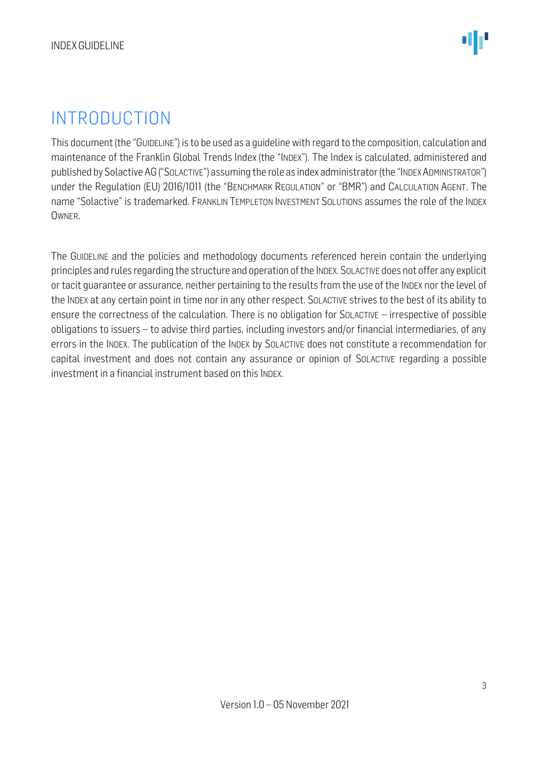# INTRODUCTION

This document (the "GUIDELINE") is to be used as a guideline with regard to the composition, calculation and maintenance of the Franklin Global Trends Index (the "INDEX"). The Index is calculated, administered and published by Solactive AG ("SOLACTIVE") assuming the role as index administrator (the "INDEX ADMINISTRATOR") under the Regulation (EU) 2016/1011 (the "BENCHMARK REGULATION" or "BMR") and CALCULATION AGENT. The name "Solactive" is trademarked. FRANKLIN TEMPLETON INVESTMENT SOLUTIONS assumes the role of the INDEX OWNER.

The GUIDELINE and the policies and methodology documents referenced herein contain the underlying principles and rules regarding the structure and operation of the INDEX. SOLACTIVE does not offer any explicit or tacit guarantee or assurance, neither pertaining to the results from the use of the INDEX nor the level of the INDEX at any certain point in time nor in any other respect. SOLACTIVE strives to the best of its ability to ensure the correctness of the calculation. There is no obligation for SOLACTIVE – irrespective of possible obligations to issuers – to advise third parties, including investors and/or financial intermediaries, of any errors in the INDEX. The publication of the INDEX by SOLACTIVE does not constitute a recommendation for capital investment and does not contain any assurance or opinion of SOLACTIVE regarding a possible investment in a financial instrument based on this INDEX.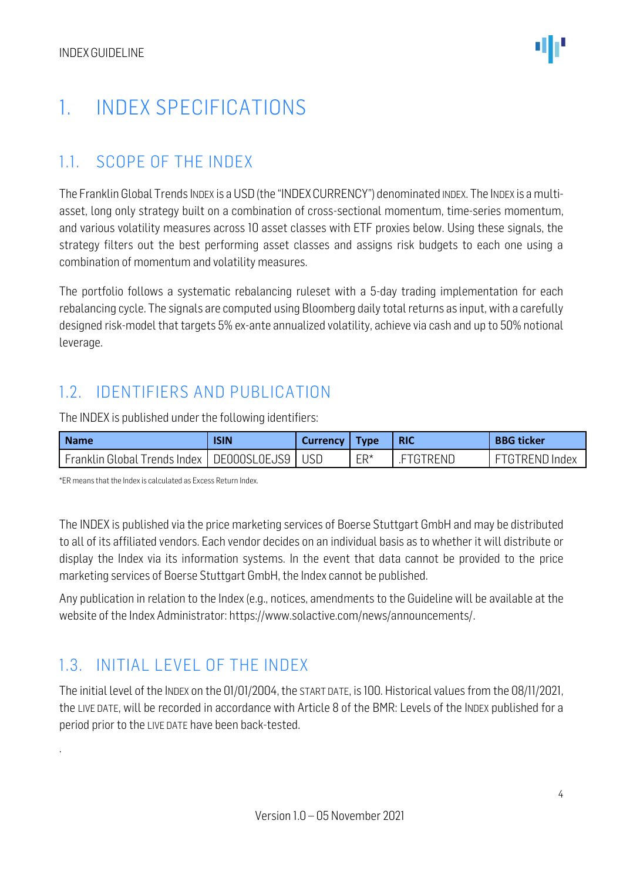# 1. INDEX SPECIFICATIONS

## 1.1. SCOPE OF THE INDEX

The Franklin Global Trends INDEX is a USD (the "INDEX CURRENCY") denominated INDEX. The INDEX is a multi-asset, long only strategy built on a combination of cross-sectional momentum, time-series momentum, and various volatility measures across 10 asset classes with ETF proxies below. Using these signals, the strategy filters out the best performing asset classes and assigns risk budgets to each one using a combination of momentum and volatility measures.

The portfolio follows a systematic rebalancing ruleset with a 5-day trading implementation for each rebalancing cycle. The signals are computed using Bloomberg daily total returns as input, with a carefully designed risk-model that targets 5% ex-ante annualized volatility, achieve via cash and up to 50% notional leverage.

## 1.2. IDENTIFIERS AND PUBLICATION

The INDEX is published under the following identifiers:

| Name | ISIN | Currency | Type | RIC | BBG ticker |
|---|---|---|---|---|---|
| Franklin Global Trends Index | DE000SL0EJS9 | USD | ER* | .FTGTREND | FTGTREND Index |

*ER means that the Index is calculated as Excess Return Index.

The INDEX is published via the price marketing services of Boerse Stuttgart GmbH and may be distributed to all of its affiliated vendors. Each vendor decides on an individual basis as to whether it will distribute or display the Index via its information systems. In the event that data cannot be provided to the price marketing services of Boerse Stuttgart GmbH, the Index cannot be published.

Any publication in relation to the Index (e.g., notices, amendments to the Guideline will be available at the website of the Index Administrator: https://www.solactive.com/news/announcements/.

## 1.3. INITIAL LEVEL OF THE INDEX

The initial level of the INDEX on the 01/01/2004, the START DATE, is 100. Historical values from the 08/11/2021, the LIVE DATE, will be recorded in accordance with Article 8 of the BMR: Levels of the INDEX published for a period prior to the LIVE DATE have been back-tested.

.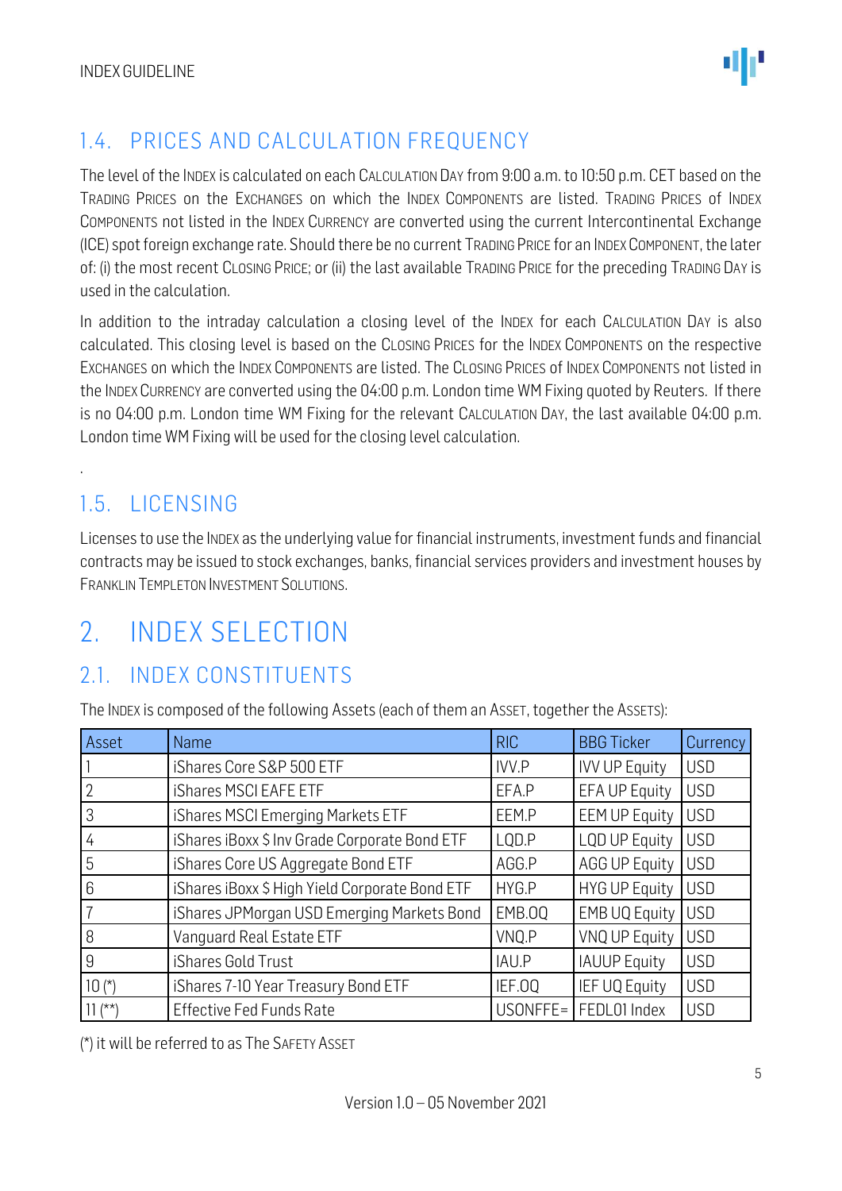## 1.4. PRICES AND CALCULATION FREQUENCY

The level of the INDEX is calculated on each CALCULATION DAY from 9:00 a.m. to 10:50 p.m. CET based on the TRADING PRICES on the EXCHANGES on which the INDEX COMPONENTS are listed. TRADING PRICES of INDEX COMPONENTS not listed in the INDEX CURRENCY are converted using the current Intercontinental Exchange (ICE) spot foreign exchange rate. Should there be no current TRADING PRICE for an INDEX COMPONENT, the later of: (i) the most recent CLOSING PRICE; or (ii) the last available TRADING PRICE for the preceding TRADING DAY is used in the calculation.

In addition to the intraday calculation a closing level of the INDEX for each CALCULATION DAY is also calculated. This closing level is based on the CLOSING PRICES for the INDEX COMPONENTS on the respective EXCHANGES on which the INDEX COMPONENTS are listed. The CLOSING PRICES of INDEX COMPONENTS not listed in the INDEX CURRENCY are converted using the 04:00 p.m. London time WM Fixing quoted by Reuters. If there is no 04:00 p.m. London time WM Fixing for the relevant CALCULATION DAY, the last available 04:00 p.m. London time WM Fixing will be used for the closing level calculation.

.

## 1.5. LICENSING

Licenses to use the INDEX as the underlying value for financial instruments, investment funds and financial contracts may be issued to stock exchanges, banks, financial services providers and investment houses by FRANKLIN TEMPLETON INVESTMENT SOLUTIONS.

# 2. INDEX SELECTION

## 2.1. INDEX CONSTITUENTS

The INDEX is composed of the following Assets (each of them an ASSET, together the ASSETS):

| Asset | Name | RIC | BBG Ticker | Currency |
|---|---|---|---|---|
| 1 | iShares Core S&P 500 ETF | IVV.P | IVV UP Equity | USD |
| 2 | iShares MSCI EAFE ETF | EFA.P | EFA UP Equity | USD |
| 3 | iShares MSCI Emerging Markets ETF | EEM.P | EEM UP Equity | USD |
| 4 | iShares iBoxx $ Inv Grade Corporate Bond ETF | LQD.P | LQD UP Equity | USD |
| 5 | iShares Core US Aggregate Bond ETF | AGG.P | AGG UP Equity | USD |
| 6 | iShares iBoxx $ High Yield Corporate Bond ETF | HYG.P | HYG UP Equity | USD |
| 7 | iShares JPMorgan USD Emerging Markets Bond | EMB.OQ | EMB UQ Equity | USD |
| 8 | Vanguard Real Estate ETF | VNQ.P | VNQ UP Equity | USD |
| 9 | iShares Gold Trust | IAU.P | IAUUP Equity | USD |
| 10 (*) | iShares 7-10 Year Treasury Bond ETF | IEF.OQ | IEF UQ Equity | USD |
| 11 (**) | Effective Fed Funds Rate | USONFFE= | FEDL01 Index | USD |

(*) it will be referred to as The SAFETY ASSET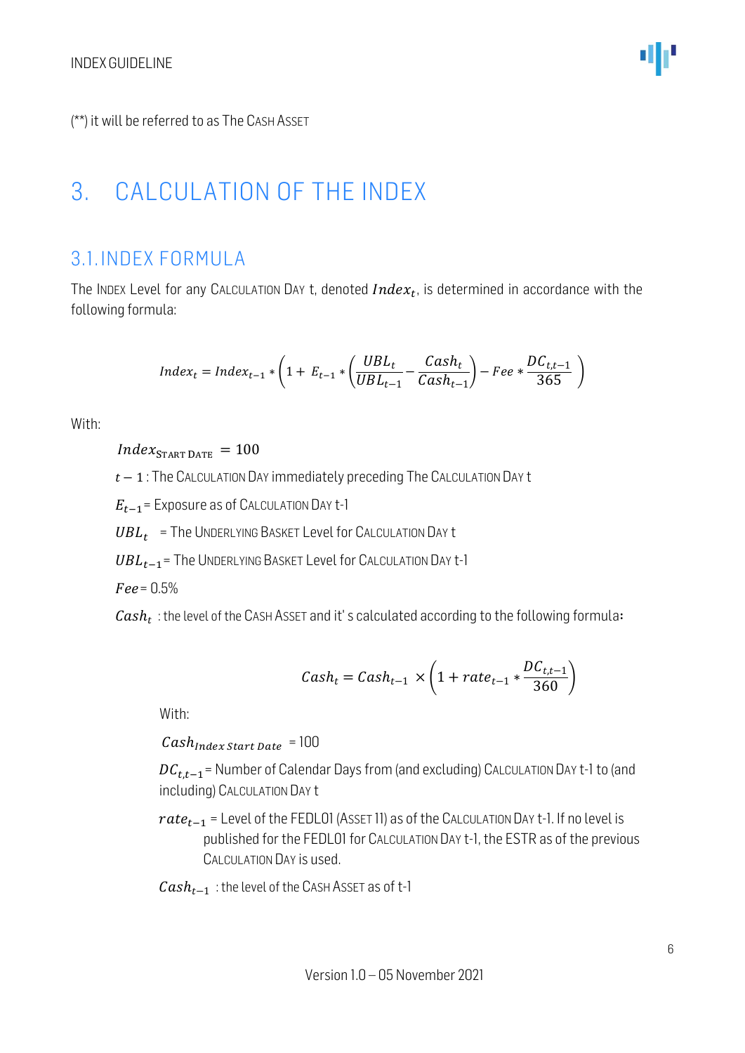(**) it will be referred to as The CASH ASSET

# 3. CALCULATION OF THE INDEX

## 3.1. INDEX FORMULA

The INDEX Level for any CALCULATION DAY t, denoted $Index_t$, is determined in accordance with the following formula:

$$Index_t = Index_{t-1} * \left(1 + E_{t-1} * \left(\frac{UBL_t}{UBL_{t-1}} - \frac{Cash_t}{Cash_{t-1}}\right) - Fee * \frac{DC_{t,t-1}}{365}\right)$$

With:

$Index_{\text{START DATE}} = 100$

$t-1$ : The CALCULATION DAY immediately preceding The CALCULATION DAY t

$E_{t-1}$ = Exposure as of CALCULATION DAY t-1

$UBL_t$ = The UNDERLYING BASKET Level for CALCULATION DAY t

$UBL_{t-1}$ = The UNDERLYING BASKET Level for CALCULATION DAY t-1

$Fee$ = 0.5%

$Cash_t$ : the level of the CASH ASSET and it' s calculated according to the following formula:

$$Cash_t = Cash_{t-1} \times \left(1 + rate_{t-1} * \frac{DC_{t,t-1}}{360}\right)$$

With:

$Cash_{Index\ Start\ Date}$ = 100

$DC_{t,t-1}$ = Number of Calendar Days from (and excluding) CALCULATION DAY t-1 to (and including) CALCULATION DAY t

$rate_{t-1}$ = Level of the FEDL01 (ASSET 11) as of the CALCULATION DAY t-1. If no level is published for the FEDL01 for CALCULATION DAY t-1, the ESTR as of the previous CALCULATION DAY is used.

$Cash_{t-1}$ : the level of the CASH ASSET as of t-1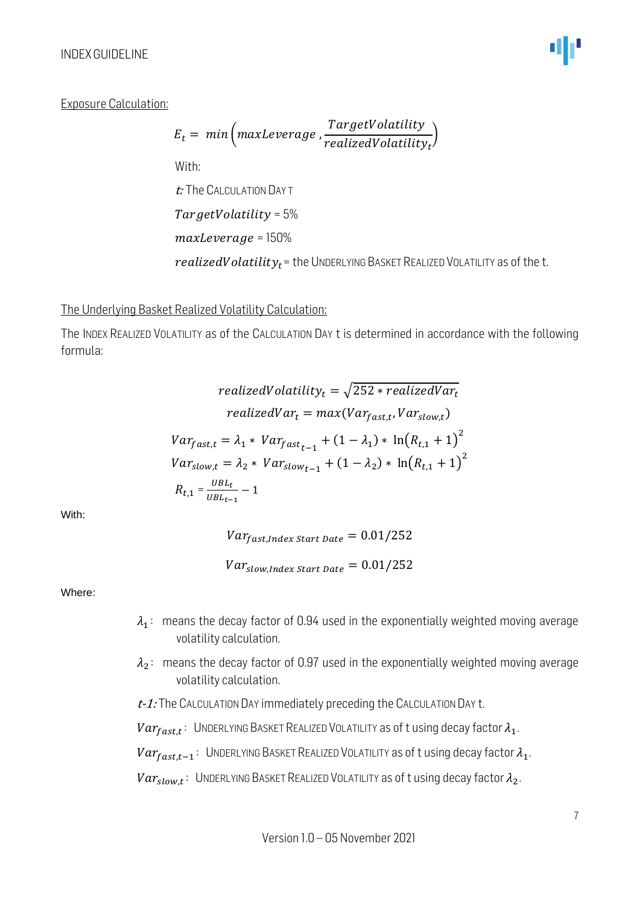Exposure Calculation:

$$E_t = min\left(maxLeverage\ , \frac{TargetVolatility}{realizedVolatility_t}\right)$$

With:

*t:* The CALCULATION DAY T

$TargetVolatility$ = 5%

$maxLeverage$ = 150%

$realizedVolatility_t$ = the UNDERLYING BASKET REALIZED VOLATILITY as of the t.

The Underlying Basket Realized Volatility Calculation:

The INDEX REALIZED VOLATILITY as of the CALCULATION DAY t is determined in accordance with the following formula:

$$realizedVolatility_t = \sqrt{252 * realizedVar_t}$$

$$realizedVar_t = max(Var_{fast,t}, Var_{slow,t})$$

$$Var_{fast,t} = \lambda_1 * \ Var_{fast_{t-1}} + (1 - \lambda_1) * \ \ln\left(R_{t,1} + 1\right)^2$$

$$Var_{slow,t} = \lambda_2 * \ Var_{slow_{t-1}} + (1 - \lambda_2) * \ \ln\left(R_{t,1} + 1\right)^2$$

$$R_{t,1} = \frac{UBL_t}{UBL_{t-1}} - 1$$

With:

$$Var_{fast,Index\ Start\ Date} = 0.01/252$$

$$Var_{slow,Index\ Start\ Date} = 0.01/252$$

Where:

$\lambda_1$: means the decay factor of 0.94 used in the exponentially weighted moving average volatility calculation.

$\lambda_2$: means the decay factor of 0.97 used in the exponentially weighted moving average volatility calculation.

*t-1:* The CALCULATION DAY immediately preceding the CALCULATION DAY t.

$Var_{fast,t}$: UNDERLYING BASKET REALIZED VOLATILITY as of t using decay factor $\lambda_1$.

$Var_{fast,t-1}$: UNDERLYING BASKET REALIZED VOLATILITY as of t using decay factor $\lambda_1$.

$Var_{slow,t}$: UNDERLYING BASKET REALIZED VOLATILITY as of t using decay factor $\lambda_2$.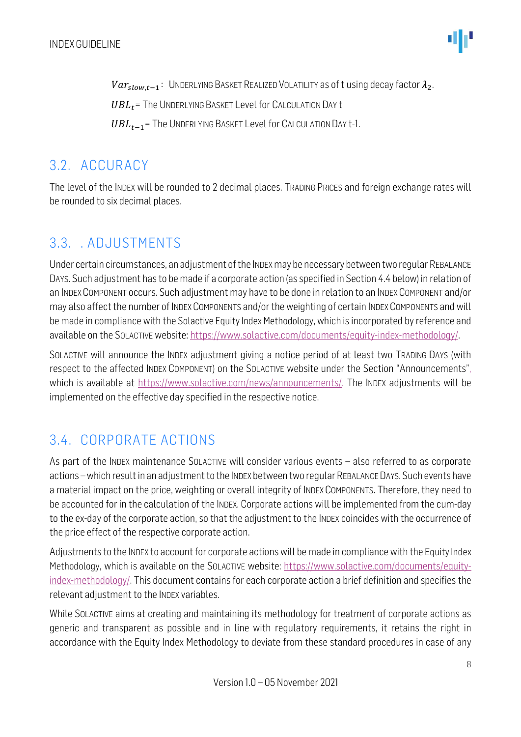$Var_{slow,t-1}$ : UNDERLYING BASKET REALIZED VOLATILITY as of t using decay factor $\lambda_2$.

$UBL_t$ = The UNDERLYING BASKET Level for CALCULATION DAY t

$UBL_{t-1}$ = The UNDERLYING BASKET Level for CALCULATION DAY t-1.

## 3.2. ACCURACY

The level of the INDEX will be rounded to 2 decimal places. TRADING PRICES and foreign exchange rates will be rounded to six decimal places.

## 3.3. . ADJUSTMENTS

Under certain circumstances, an adjustment of the INDEX may be necessary between two regular REBALANCE DAYS. Such adjustment has to be made if a corporate action (as specified in Section 4.4 below) in relation of an INDEX COMPONENT occurs. Such adjustment may have to be done in relation to an INDEX COMPONENT and/or may also affect the number of INDEX COMPONENTS and/or the weighting of certain INDEX COMPONENTS and will be made in compliance with the Solactive Equity Index Methodology, which is incorporated by reference and available on the SOLACTIVE website: https://www.solactive.com/documents/equity-index-methodology/.

SOLACTIVE will announce the INDEX adjustment giving a notice period of at least two TRADING DAYS (with respect to the affected INDEX COMPONENT) on the SOLACTIVE website under the Section "Announcements", which is available at https://www.solactive.com/news/announcements/. The INDEX adjustments will be implemented on the effective day specified in the respective notice.

## 3.4. CORPORATE ACTIONS

As part of the INDEX maintenance SOLACTIVE will consider various events – also referred to as corporate actions – which result in an adjustment to the INDEX between two regular REBALANCE DAYS. Such events have a material impact on the price, weighting or overall integrity of INDEX COMPONENTS. Therefore, they need to be accounted for in the calculation of the INDEX. Corporate actions will be implemented from the cum-day to the ex-day of the corporate action, so that the adjustment to the INDEX coincides with the occurrence of the price effect of the respective corporate action.

Adjustments to the INDEX to account for corporate actions will be made in compliance with the Equity Index Methodology, which is available on the SOLACTIVE website: https://www.solactive.com/documents/equity-index-methodology/. This document contains for each corporate action a brief definition and specifies the relevant adjustment to the INDEX variables.

While SOLACTIVE aims at creating and maintaining its methodology for treatment of corporate actions as generic and transparent as possible and in line with regulatory requirements, it retains the right in accordance with the Equity Index Methodology to deviate from these standard procedures in case of any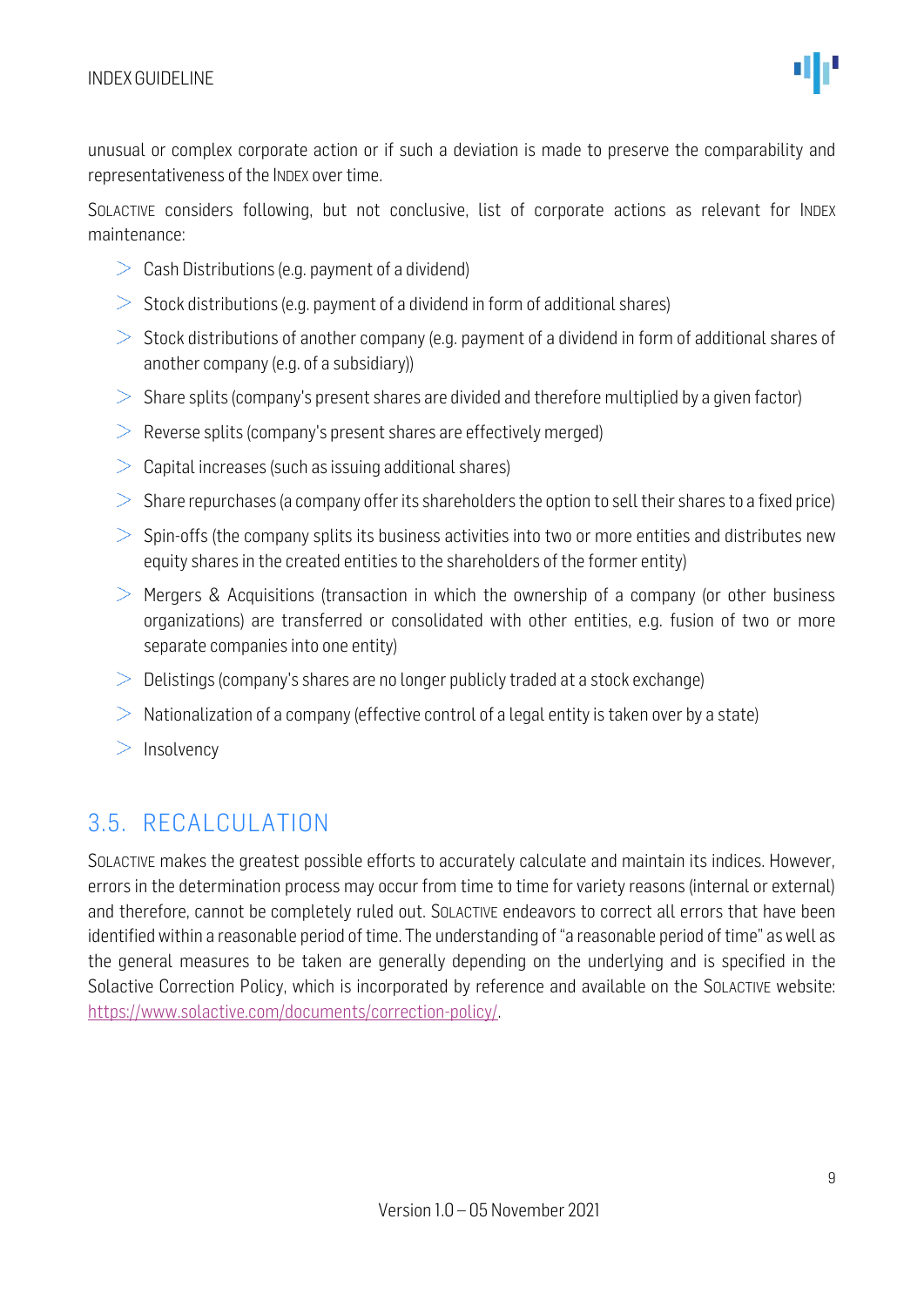unusual or complex corporate action or if such a deviation is made to preserve the comparability and representativeness of the INDEX over time.

SOLACTIVE considers following, but not conclusive, list of corporate actions as relevant for INDEX maintenance:

- Cash Distributions (e.g. payment of a dividend)
- Stock distributions (e.g. payment of a dividend in form of additional shares)
- Stock distributions of another company (e.g. payment of a dividend in form of additional shares of another company (e.g. of a subsidiary))
- Share splits (company's present shares are divided and therefore multiplied by a given factor)
- Reverse splits (company's present shares are effectively merged)
- Capital increases (such as issuing additional shares)
- Share repurchases (a company offer its shareholders the option to sell their shares to a fixed price)
- Spin-offs (the company splits its business activities into two or more entities and distributes new equity shares in the created entities to the shareholders of the former entity)
- Mergers & Acquisitions (transaction in which the ownership of a company (or other business organizations) are transferred or consolidated with other entities, e.g. fusion of two or more separate companies into one entity)
- Delistings (company's shares are no longer publicly traded at a stock exchange)
- Nationalization of a company (effective control of a legal entity is taken over by a state)
- Insolvency

## 3.5. RECALCULATION

SOLACTIVE makes the greatest possible efforts to accurately calculate and maintain its indices. However, errors in the determination process may occur from time to time for variety reasons (internal or external) and therefore, cannot be completely ruled out. SOLACTIVE endeavors to correct all errors that have been identified within a reasonable period of time. The understanding of "a reasonable period of time" as well as the general measures to be taken are generally depending on the underlying and is specified in the Solactive Correction Policy, which is incorporated by reference and available on the SOLACTIVE website: https://www.solactive.com/documents/correction-policy/.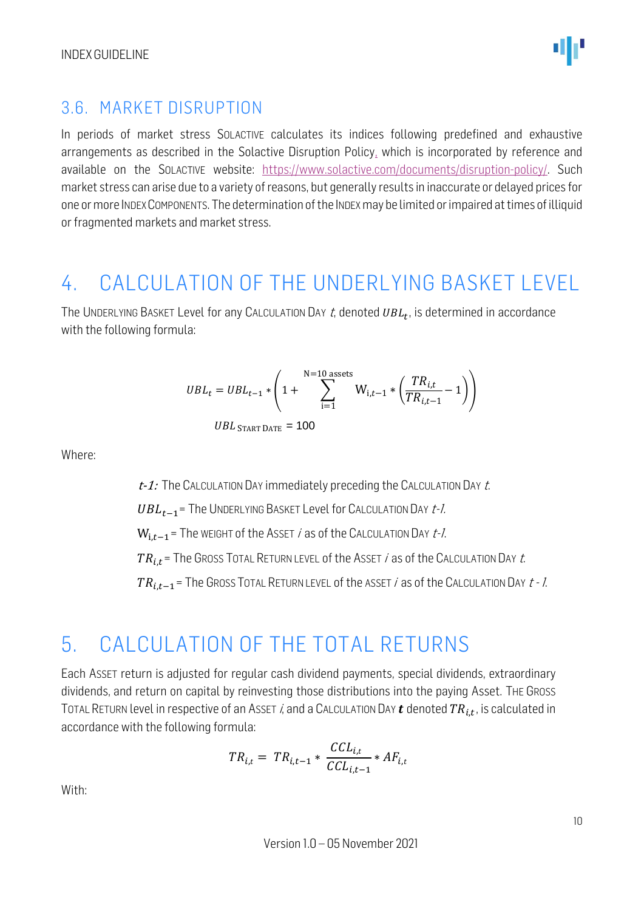## 3.6. MARKET DISRUPTION

In periods of market stress SOLACTIVE calculates its indices following predefined and exhaustive arrangements as described in the Solactive Disruption Policy, which is incorporated by reference and available on the SOLACTIVE website: https://www.solactive.com/documents/disruption-policy/. Such market stress can arise due to a variety of reasons, but generally results in inaccurate or delayed prices for one or more INDEX COMPONENTS. The determination of the INDEX may be limited or impaired at times of illiquid or fragmented markets and market stress.

# 4. CALCULATION OF THE UNDERLYING BASKET LEVEL

The UNDERLYING BASKET Level for any CALCULATION DAY *t*, denoted $UBL_t$, is determined in accordance with the following formula:

$$UBL_t = UBL_{t-1} * \left(1 + \sum_{\text{i=1}}^{\text{N=10 assets}} \text{W}_{\text{i},t-1} * \left(\frac{TR_{i,t}}{TR_{i,t-1}} - 1\right)\right)$$

$$UBL_{\text{START DATE}} = 100$$

Where:

*t-1:* The CALCULATION DAY immediately preceding the CALCULATION DAY *t*.

$UBL_{t-1}$ = The UNDERLYING BASKET Level for CALCULATION DAY *t-1*.

$\text{W}_{\text{i},t-1}$ = The WEIGHT of the ASSET *i* as of the CALCULATION DAY *t-1*.

$TR_{i,t}$ = The GROSS TOTAL RETURN LEVEL of the ASSET *i* as of the CALCULATION DAY *t*.

$TR_{i,t-1}$ = The GROSS TOTAL RETURN LEVEL of the ASSET *i* as of the CALCULATION DAY *t - 1*.

# 5. CALCULATION OF THE TOTAL RETURNS

Each ASSET return is adjusted for regular cash dividend payments, special dividends, extraordinary dividends, and return on capital by reinvesting those distributions into the paying Asset. THE GROSS TOTAL RETURN level in respective of an ASSET *i*, and a CALCULATION DAY ***t*** denoted $TR_{i,t}$, is calculated in accordance with the following formula:

$$TR_{i,t} = TR_{i,t-1} * \frac{CCL_{i,t}}{CCL_{i,t-1}} * AF_{i,t}$$

With: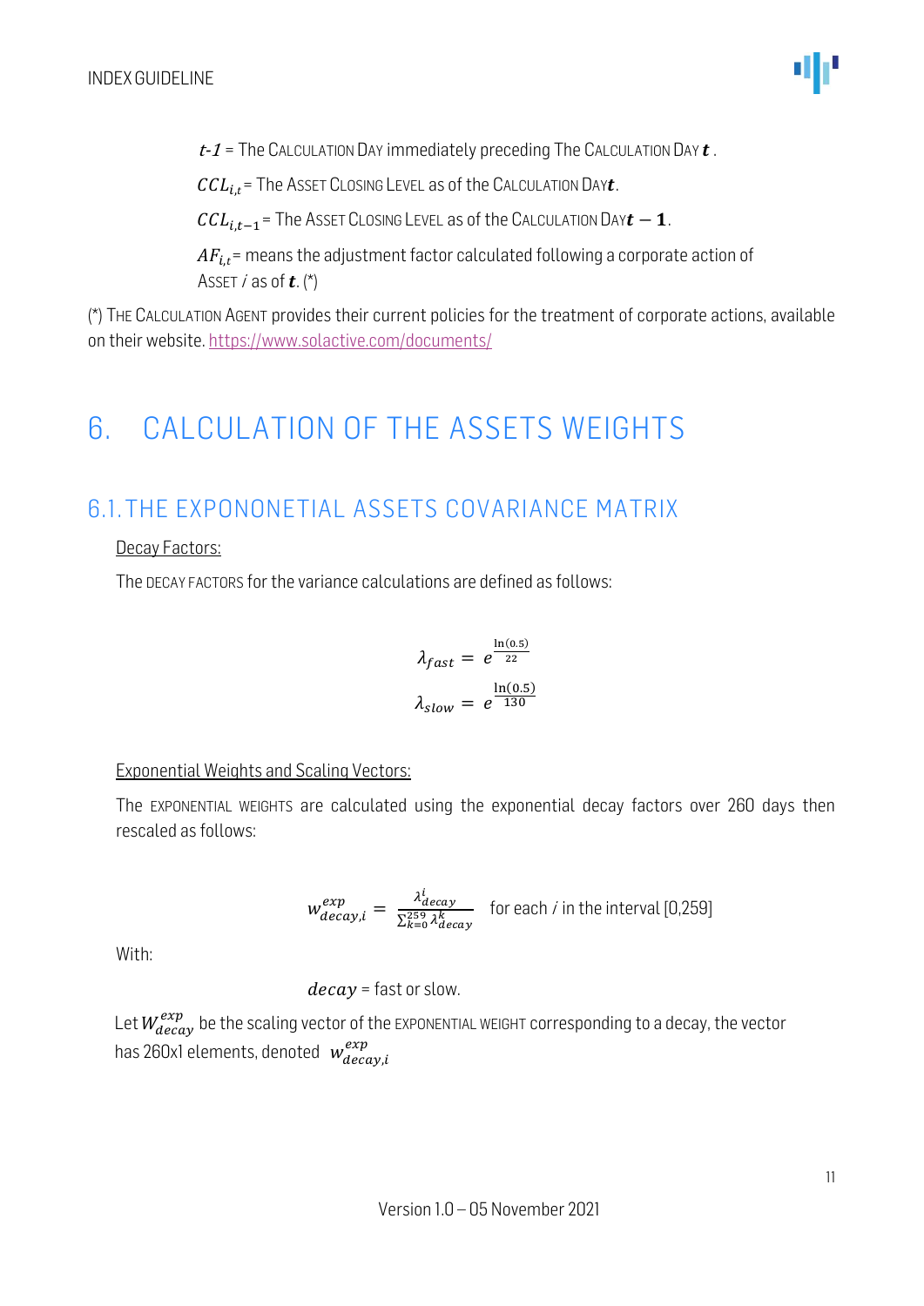*t-1* = The CALCULATION DAY immediately preceding The CALCULATION DAY $\boldsymbol{t}$ .

$CCL_{i,t}$ = The ASSET CLOSING LEVEL as of the CALCULATION DAY $\boldsymbol{t}$.

$CCL_{i,t-1}$ = The ASSET CLOSING LEVEL as of the CALCULATION DAY $\boldsymbol{t-1}$.

$AF_{i,t}$ = means the adjustment factor calculated following a corporate action of ASSET *i* as of $\boldsymbol{t}$. (*)

(*) THE CALCULATION AGENT provides their current policies for the treatment of corporate actions, available on their website. https://www.solactive.com/documents/

# 6. CALCULATION OF THE ASSETS WEIGHTS

## 6.1. THE EXPONONETIAL ASSETS COVARIANCE MATRIX

Decay Factors:

The DECAY FACTORS for the variance calculations are defined as follows:

$$\lambda_{fast} = e^{\frac{\ln(0.5)}{22}}$$

$$\lambda_{slow} = e^{\frac{\ln(0.5)}{130}}$$

Exponential Weights and Scaling Vectors:

The EXPONENTIAL WEIGHTS are calculated using the exponential decay factors over 260 days then rescaled as follows:

$$w_{decay,i}^{exp} = \frac{\lambda_{decay}^{i}}{\sum_{k=0}^{259} \lambda_{decay}^{k}} \quad \text{for each } i \text{ in the interval } [0,259]$$

With:

$decay$ = fast or slow.

Let $W_{decay}^{exp}$ be the scaling vector of the EXPONENTIAL WEIGHT corresponding to a decay, the vector has 260x1 elements, denoted $w_{decay,i}^{exp}$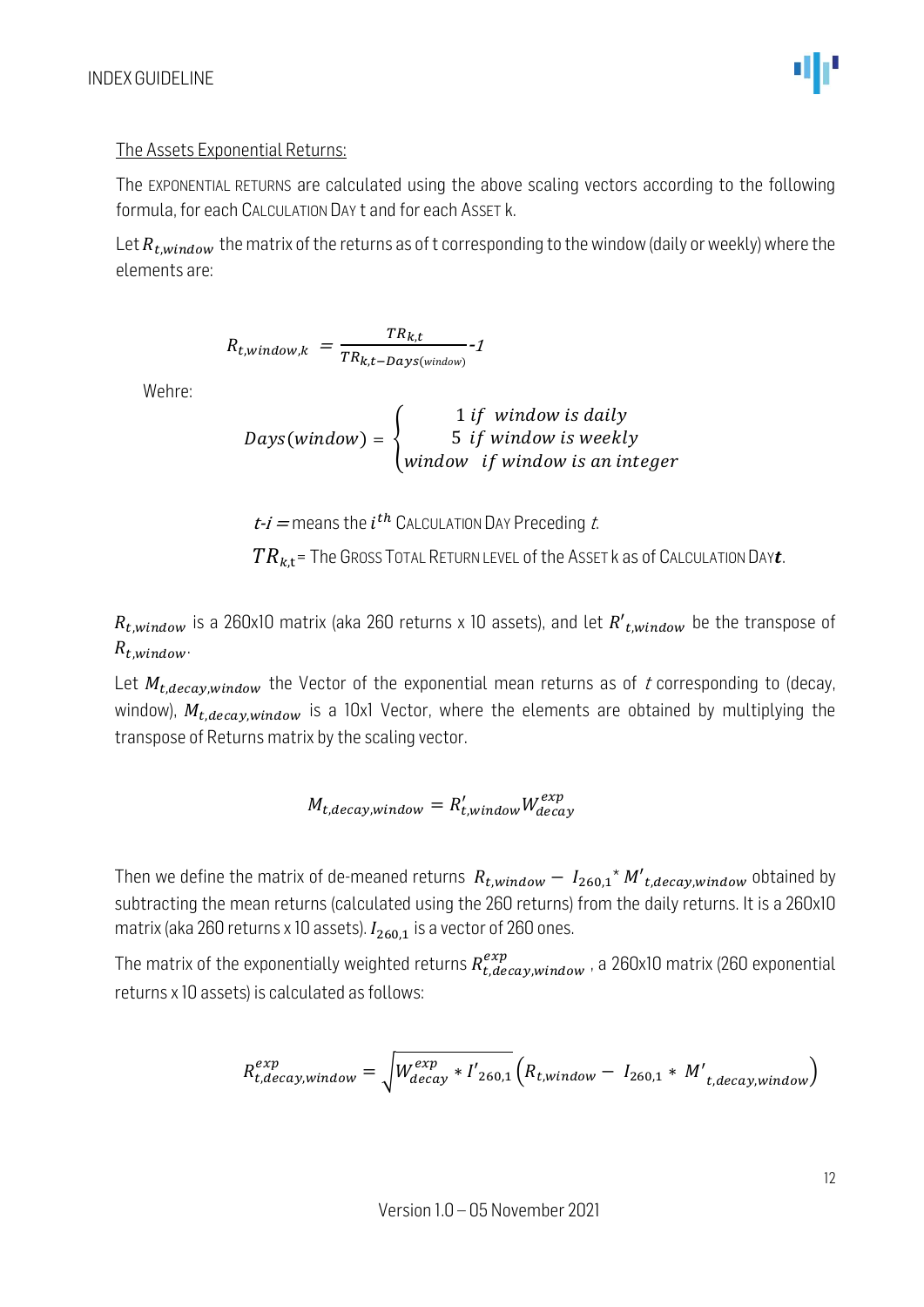<u>The Assets Exponential Returns:</u>

The EXPONENTIAL RETURNS are calculated using the above scaling vectors according to the following formula, for each CALCULATION DAY t and for each ASSET k.

Let $R_{t,window}$ the matrix of the returns as of t corresponding to the window (daily or weekly) where the elements are:

$$R_{t,window,k} = \frac{TR_{k,t}}{TR_{k,t-Days(window)}} - 1$$

Wehre:

$$Days(window) = \begin{cases} 1 \; if \;\; window \; is \; daily \\ 5 \;\; if \;\; window \; is \; weekly \\ window \;\; if \; window \; is \; an \; integer \end{cases}$$

$t$-$i$ = means the $i^{th}$ CALCULATION DAY Preceding $t$.

$TR_{k,t}$ = The GROSS TOTAL RETURN LEVEL of the ASSET k as of CALCULATION DAY $\boldsymbol{t}$.

$R_{t,window}$ is a 260x10 matrix (aka 260 returns x 10 assets), and let $R'_{t,window}$ be the transpose of $R_{t,window}$.

Let $M_{t,decay,window}$ the Vector of the exponential mean returns as of $t$ corresponding to (decay, window), $M_{t,decay,window}$ is a 10x1 Vector, where the elements are obtained by multiplying the transpose of Returns matrix by the scaling vector.

$$M_{t,decay,window} = R'_{t,window} W^{exp}_{decay}$$

Then we define the matrix of de-meaned returns $R_{t,window} - I_{260,1} {}^{*} M'_{t,decay,window}$ obtained by subtracting the mean returns (calculated using the 260 returns) from the daily returns. It is a 260x10 matrix (aka 260 returns x 10 assets). $I_{260,1}$ is a vector of 260 ones.

The matrix of the exponentially weighted returns $R^{exp}_{t,decay,window}$ , a 260x10 matrix (260 exponential returns x 10 assets) is calculated as follows:

$$R^{exp}_{t,decay,window} = \sqrt{W^{exp}_{decay} * I'_{260,1}} \left( R_{t,window} - I_{260,1} * M'_{t,decay,window} \right)$$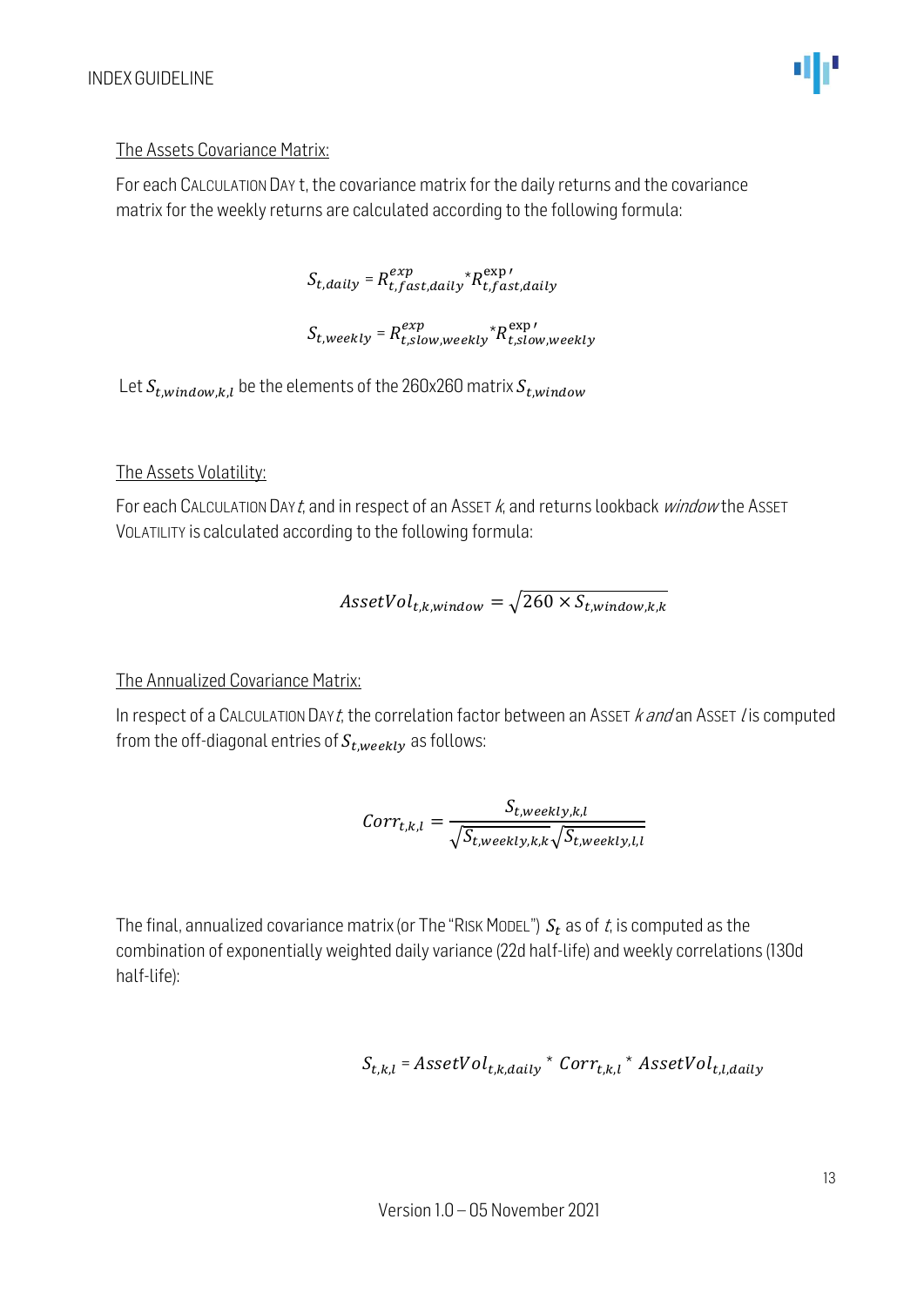The Assets Covariance Matrix:

For each CALCULATION DAY t, the covariance matrix for the daily returns and the covariance matrix for the weekly returns are calculated according to the following formula:

$$S_{t,daily} = R_{t,fast,daily}^{exp} * R_{t,fast,daily}^{\exp\prime}$$

$$S_{t,weekly} = R_{t,slow,weekly}^{exp} * R_{t,slow,weekly}^{\exp\prime}$$

Let $S_{t,window,k,l}$ be the elements of the 260x260 matrix $S_{t,window}$

The Assets Volatility:

For each CALCULATION DAY *t*, and in respect of an ASSET *k*, and returns lookback *window* the ASSET VOLATILITY is calculated according to the following formula:

$$AssetVol_{t,k,window} = \sqrt{260 \times S_{t,window,k,k}}$$

The Annualized Covariance Matrix:

In respect of a CALCULATION DAY *t*, the correlation factor between an ASSET *k and* an ASSET *l* is computed from the off-diagonal entries of $S_{t,weekly}$ as follows:

$$Corr_{t,k,l} = \frac{S_{t,weekly,k,l}}{\sqrt{S_{t,weekly,k,k}}\sqrt{S_{t,weekly,l,l}}}$$

The final, annualized covariance matrix (or The "RISK MODEL") $S_t$ as of *t*, is computed as the combination of exponentially weighted daily variance (22d half-life) and weekly correlations (130d half-life):

$$S_{t,k,l} = AssetVol_{t,k,daily} * Corr_{t,k,l} * AssetVol_{t,l,daily}$$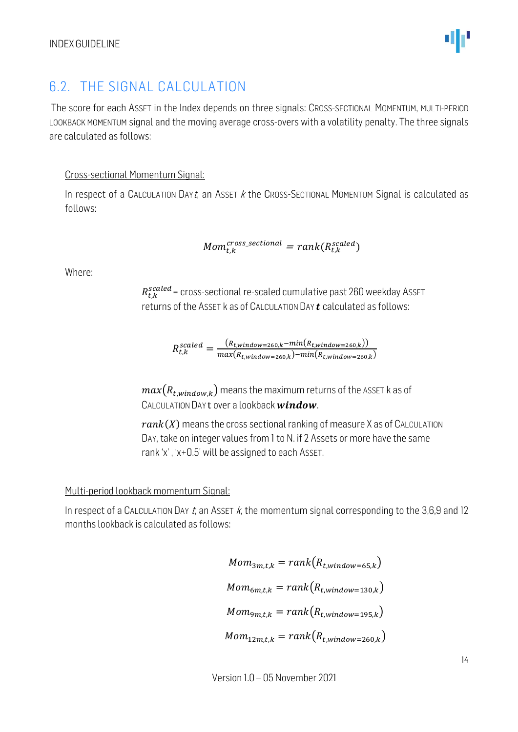## 6.2. THE SIGNAL CALCULATION

The score for each ASSET in the Index depends on three signals: CROSS-SECTIONAL MOMENTUM, MULTI-PERIOD LOOKBACK MOMENTUM signal and the moving average cross-overs with a volatility penalty. The three signals are calculated as follows:

Cross-sectional Momentum Signal:

In respect of a CALCULATION DAY *t*, an ASSET *k* the CROSS-SECTIONAL MOMENTUM Signal is calculated as follows:

$$Mom_{t,k}^{cross\_sectional} = rank(R_{t,k}^{scaled})$$

Where:

$R_{t,k}^{scaled}$ = cross-sectional re-scaled cumulative past 260 weekday ASSET returns of the ASSET k as of CALCULATION DAY $\boldsymbol{t}$ calculated as follows:

$$R_{t,k}^{scaled} = \frac{(R_{t,window=260,k} - min(R_{t,window=260,k}))}{max(R_{t,window=260,k}) - min(R_{t,window=260,k})}$$

$max(R_{t,window,k})$ means the maximum returns of the ASSET k as of CALCULATION DAY t over a lookback $\boldsymbol{window}$.

$rank(X)$ means the cross sectional ranking of measure X as of CALCULATION DAY, take on integer values from 1 to N. if 2 Assets or more have the same rank 'x' , 'x+0.5' will be assigned to each ASSET.

Multi-period lookback momentum Signal:

In respect of a CALCULATION DAY *t*, an ASSET *k*, the momentum signal corresponding to the 3,6,9 and 12 months lookback is calculated as follows:

$$Mom_{3m,t,k} = rank(R_{t,window=65,k})$$

$$Mom_{6m,t,k} = rank(R_{t,window=130,k})$$

$$Mom_{9m,t,k} = rank(R_{t,window=195,k})$$

$$Mom_{12m,t,k} = rank(R_{t,window=260,k})$$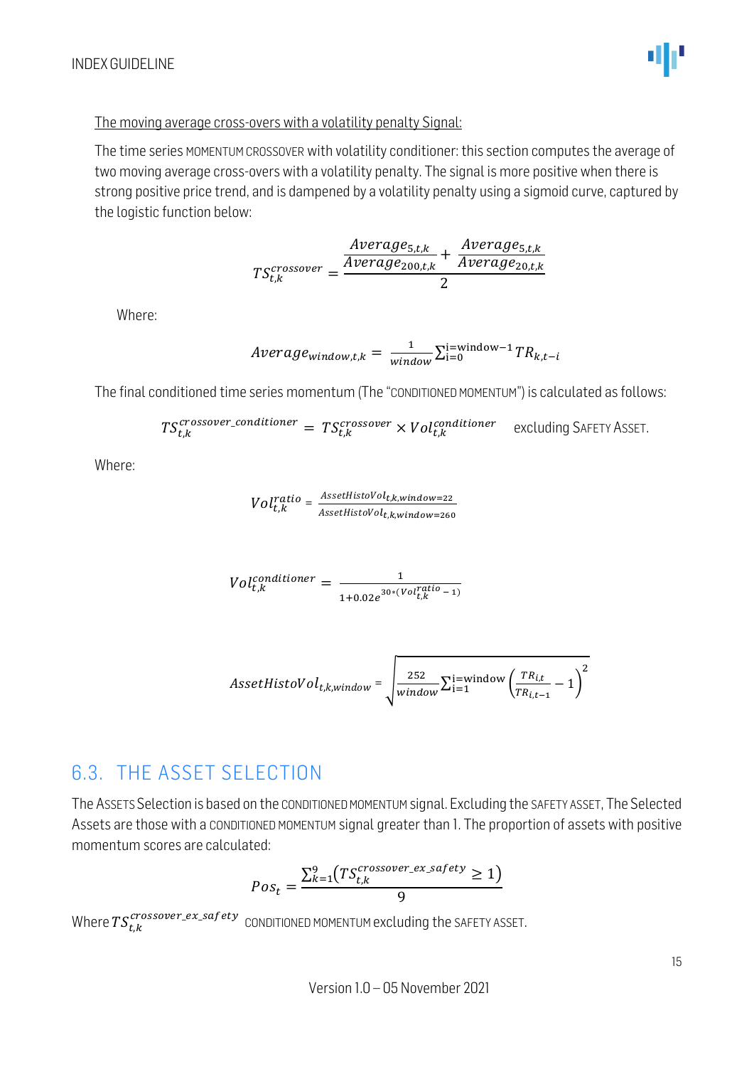The moving average cross-overs with a volatility penalty Signal:

The time series MOMENTUM CROSSOVER with volatility conditioner: this section computes the average of two moving average cross-overs with a volatility penalty. The signal is more positive when there is strong positive price trend, and is dampened by a volatility penalty using a sigmoid curve, captured by the logistic function below:

$$TS_{t,k}^{crossover} = \frac{\frac{Average_{5,t,k}}{Average_{200,t,k}} + \frac{Average_{5,t,k}}{Average_{20,t,k}}}{2}$$

Where:

$$Average_{window,t,k} = \frac{1}{window} \sum_{i=0}^{i=window-1} TR_{k,t-i}$$

The final conditioned time series momentum (The "CONDITIONED MOMENTUM") is calculated as follows:

$$TS_{t,k}^{crossover\_conditioner} = TS_{t,k}^{crossover} \times Vol_{t,k}^{conditioner} \quad \text{excluding SAFETY ASSET.}$$

Where:

$$Vol_{t,k}^{ratio} = \frac{AssetHistoVol_{t,k,window=22}}{AssetHistoVol_{t,k,window=260}}$$

$$Vol_{t,k}^{conditioner} = \frac{1}{1+0.02e^{30*(Vol_{t,k}^{ratio}-1)}}$$

$$AssetHistoVol_{t,k,window} = \sqrt{\frac{252}{window} \sum_{i=1}^{i=window} \left(\frac{TR_{i,t}}{TR_{i,t-1}} - 1\right)^2}$$

## 6.3. THE ASSET SELECTION

The ASSETS Selection is based on the CONDITIONED MOMENTUM signal. Excluding the SAFETY ASSET, The Selected Assets are those with a CONDITIONED MOMENTUM signal greater than 1. The proportion of assets with positive momentum scores are calculated:

$$Pos_t = \frac{\sum_{k=1}^{9}\left(TS_{t,k}^{crossover\_ex\_safety} \geq 1\right)}{9}$$

Where $TS_{t,k}^{crossover\_ex\_safety}$ CONDITIONED MOMENTUM excluding the SAFETY ASSET.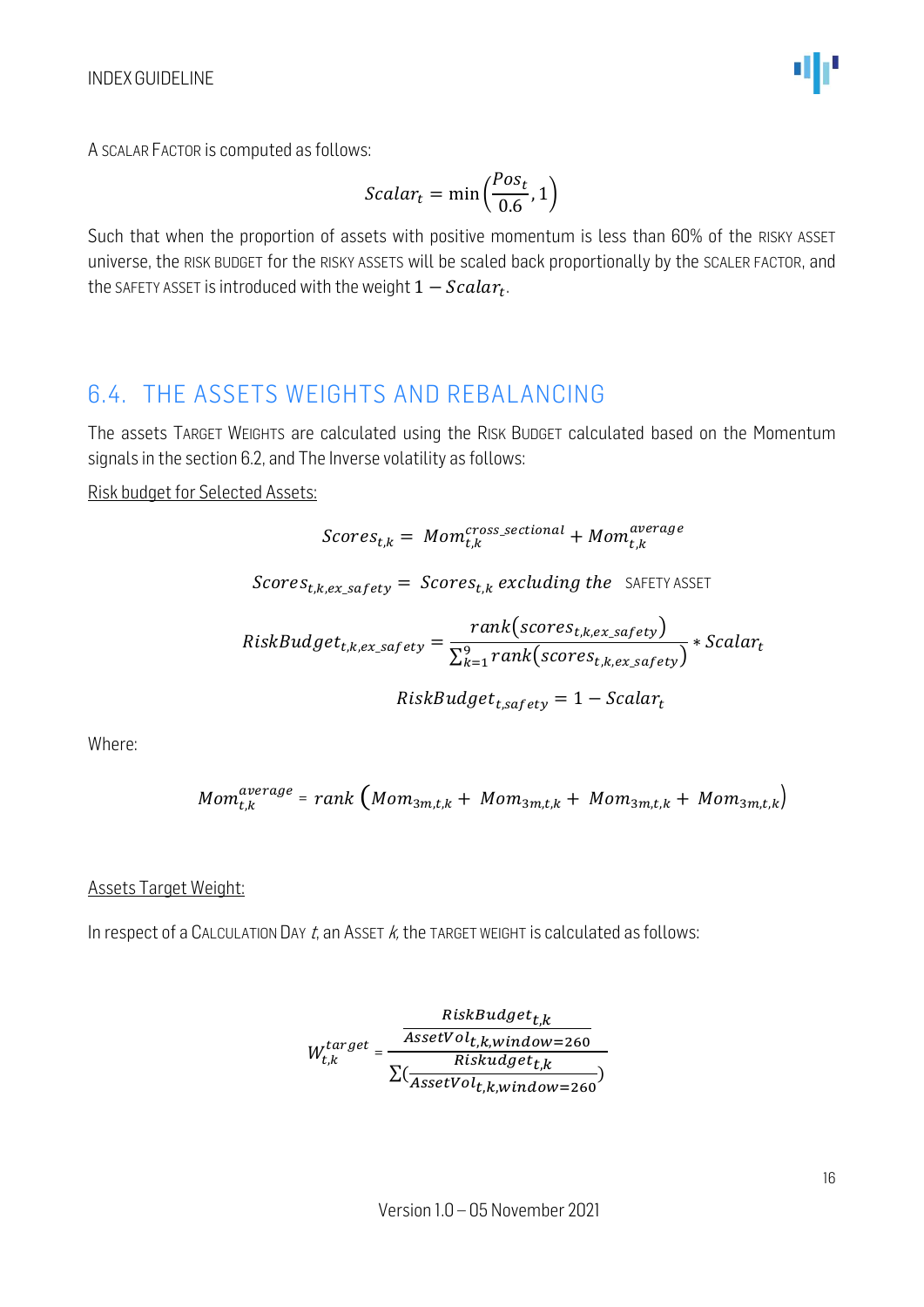A SCALAR FACTOR is computed as follows:

$$Scalar_t = \min\left(\frac{Pos_t}{0.6}, 1\right)$$

Such that when the proportion of assets with positive momentum is less than 60% of the RISKY ASSET universe, the RISK BUDGET for the RISKY ASSETS will be scaled back proportionally by the SCALER FACTOR, and the SAFETY ASSET is introduced with the weight $1 - Scalar_t$.

## 6.4. THE ASSETS WEIGHTS AND REBALANCING

The assets TARGET WEIGHTS are calculated using the RISK BUDGET calculated based on the Momentum signals in the section 6.2, and The Inverse volatility as follows:

Risk budget for Selected Assets:

$$Scores_{t,k} = Mom_{t,k}^{cross\_sectional} + Mom_{t,k}^{average}$$

$$Scores_{t,k,ex\_safety} = Scores_{t,k} \text{ excluding the } \text{SAFETY ASSET}$$

$$RiskBudget_{t,k,ex\_safety} = \frac{rank(scores_{t,k,ex\_safety})}{\sum_{k=1}^{9} rank(scores_{t,k,ex\_safety})} * Scalar_t$$

$$RiskBudget_{t,safety} = 1 - Scalar_t$$

Where:

$$Mom_{t,k}^{average} = rank\left(Mom_{3m,t,k} + Mom_{3m,t,k} + Mom_{3m,t,k} + Mom_{3m,t,k}\right)$$

Assets Target Weight:

In respect of a CALCULATION DAY $t$, an ASSET $k$, the TARGET WEIGHT is calculated as follows:

$$W_{t,k}^{target} = \frac{\frac{RiskBudget_{t,k}}{AssetVol_{t,k,window=260}}}{\sum\left(\frac{Riskudget_{t,k}}{AssetVol_{t,k,window=260}}\right)}$$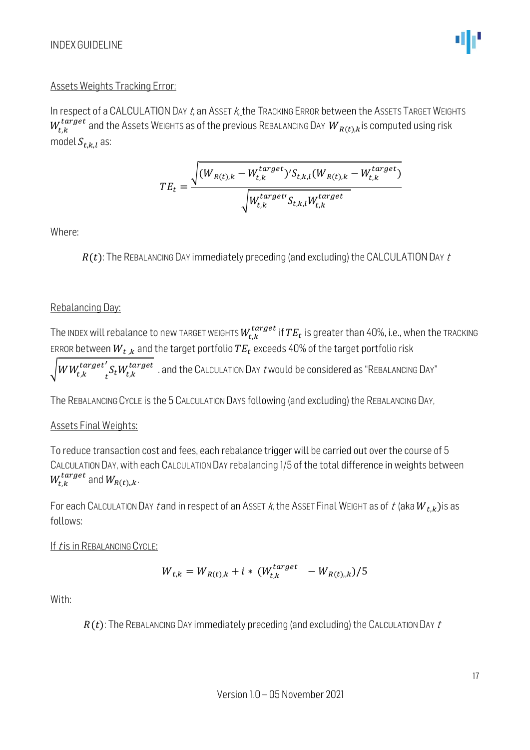<u>Assets Weights Tracking Error:</u>

In respect of a CALCULATION DAY $t$, an ASSET $k$, the TRACKING ERROR between the ASSETS TARGET WEIGHTS $W_{t,k}^{target}$ and the Assets WEIGHTS as of the previous REBALANCING DAY $W_{R(t),k}$ is computed using risk model $S_{t,k,l}$ as:

$$TE_t = \frac{\sqrt{(W_{R(t),k} - W_{t,k}^{target})' S_{t,k,l} (W_{R(t),k} - W_{t,k}^{target})}}{\sqrt{W_{t,k}^{target\prime} S_{t,k,l} W_{t,k}^{target}}}$$

Where:

$R(t)$: The REBALANCING DAY immediately preceding (and excluding) the CALCULATION DAY $t$

<u>Rebalancing Day:</u>

The INDEX will rebalance to new TARGET WEIGHTS $W_{t,k}^{target}$ if $TE_t$ is greater than 40%, i.e., when the TRACKING ERROR between $W_{t,k}$ and the target portfolio $TE_t$ exceeds 40% of the target portfolio risk $\sqrt{WW_{t,k}^{target\prime}{}_t S_t W_{t,k}^{target}}$ . and the CALCULATION DAY $t$ would be considered as "REBALANCING DAY"

The REBALANCING CYCLE is the 5 CALCULATION DAYS following (and excluding) the REBALANCING DAY,

<u>Assets Final Weights:</u>

To reduce transaction cost and fees, each rebalance trigger will be carried out over the course of 5 CALCULATION DAY, with each CALCULATION DAY rebalancing 1/5 of the total difference in weights between $W_{t,k}^{target}$ and $W_{R(t),,k}$.

For each CALCULATION DAY $t$ and in respect of an ASSET $k$, the ASSET Final WEIGHT as of $t$ (aka $W_{t,k}$)is as follows:

<u>If $t$ is in REBALANCING CYCLE:</u>

$$W_{t,k} = W_{R(t),k} + i * (W_{t,k}^{target} - W_{R(t),,k})/5$$

With:

$R(t)$: The REBALANCING DAY immediately preceding (and excluding) the CALCULATION DAY $t$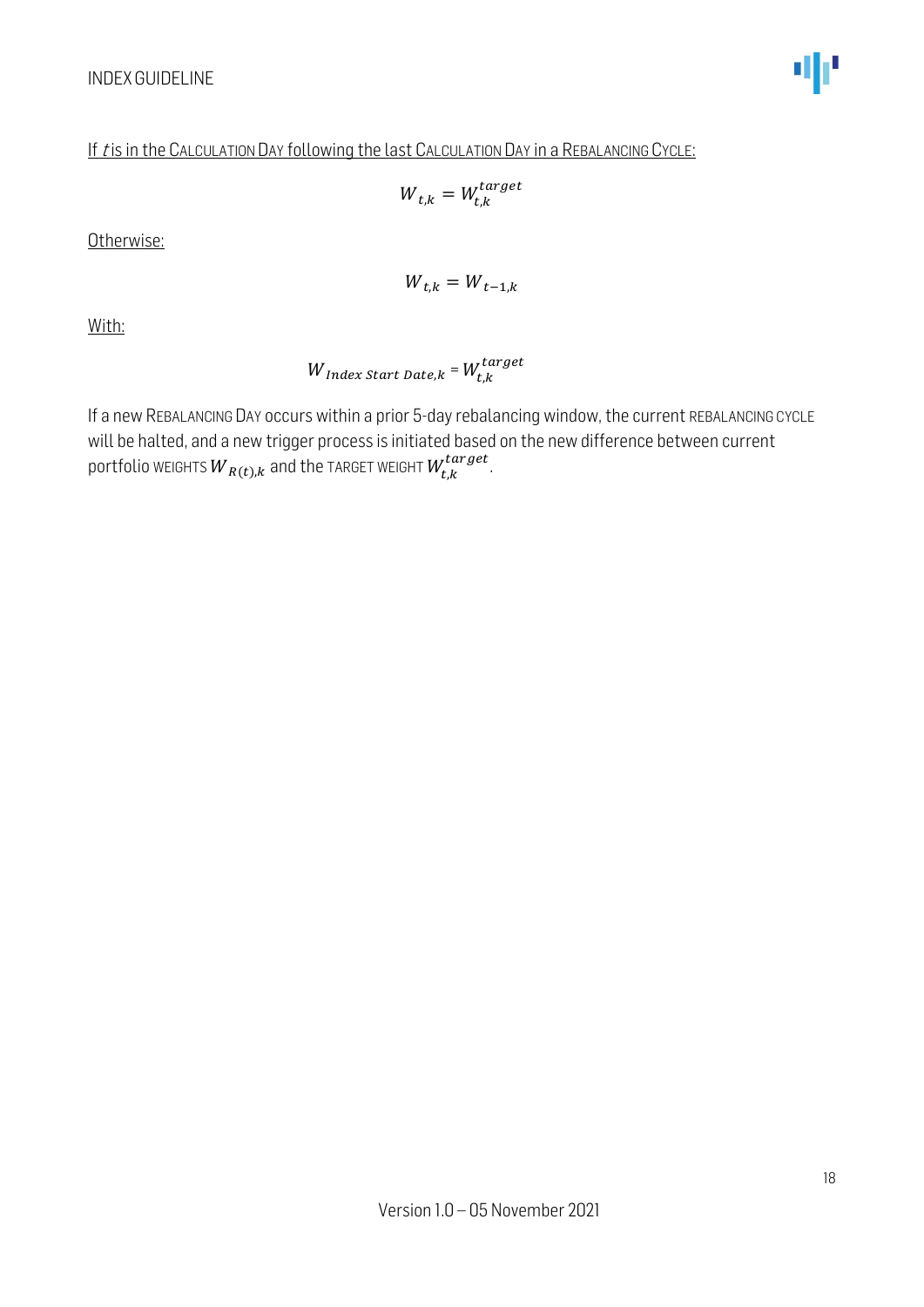<u>If $t$ is in the CALCULATION DAY following the last CALCULATION DAY in a REBALANCING CYCLE:</u>

$$W_{t,k} = W_{t,k}^{target}$$

<u>Otherwise:</u>

$$W_{t,k} = W_{t-1,k}$$

<u>With:</u>

$$W_{Index\ Start\ Date,k} = W_{t,k}^{target}$$

If a new REBALANCING DAY occurs within a prior 5-day rebalancing window, the current REBALANCING CYCLE will be halted, and a new trigger process is initiated based on the new difference between current portfolio WEIGHTS $W_{R(t),k}$ and the TARGET WEIGHT $W_{t,k}^{target}$.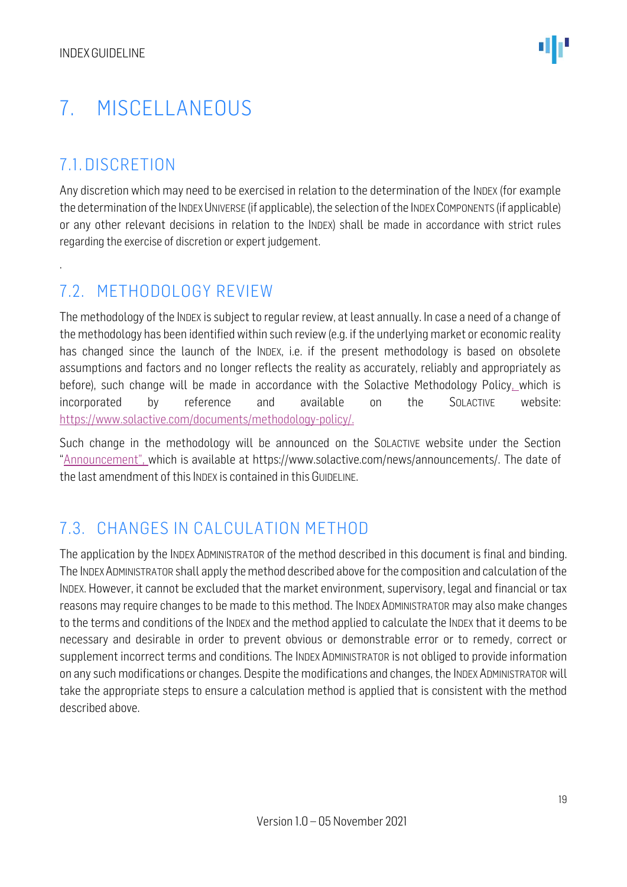# 7. MISCELLANEOUS

## 7.1. DISCRETION

Any discretion which may need to be exercised in relation to the determination of the INDEX (for example the determination of the INDEX UNIVERSE (if applicable), the selection of the INDEX COMPONENTS (if applicable) or any other relevant decisions in relation to the INDEX) shall be made in accordance with strict rules regarding the exercise of discretion or expert judgement.

.

## 7.2. METHODOLOGY REVIEW

The methodology of the INDEX is subject to regular review, at least annually. In case a need of a change of the methodology has been identified within such review (e.g. if the underlying market or economic reality has changed since the launch of the INDEX, i.e. if the present methodology is based on obsolete assumptions and factors and no longer reflects the reality as accurately, reliably and appropriately as before), such change will be made in accordance with the Solactive Methodology Policy, which is incorporated by reference and available on the SOLACTIVE website: https://www.solactive.com/documents/methodology-policy/.

Such change in the methodology will be announced on the SOLACTIVE website under the Section "Announcement", which is available at https://www.solactive.com/news/announcements/. The date of the last amendment of this INDEX is contained in this GUIDELINE.

## 7.3. CHANGES IN CALCULATION METHOD

The application by the INDEX ADMINISTRATOR of the method described in this document is final and binding. The INDEX ADMINISTRATOR shall apply the method described above for the composition and calculation of the INDEX. However, it cannot be excluded that the market environment, supervisory, legal and financial or tax reasons may require changes to be made to this method. The INDEX ADMINISTRATOR may also make changes to the terms and conditions of the INDEX and the method applied to calculate the INDEX that it deems to be necessary and desirable in order to prevent obvious or demonstrable error or to remedy, correct or supplement incorrect terms and conditions. The INDEX ADMINISTRATOR is not obliged to provide information on any such modifications or changes. Despite the modifications and changes, the INDEX ADMINISTRATOR will take the appropriate steps to ensure a calculation method is applied that is consistent with the method described above.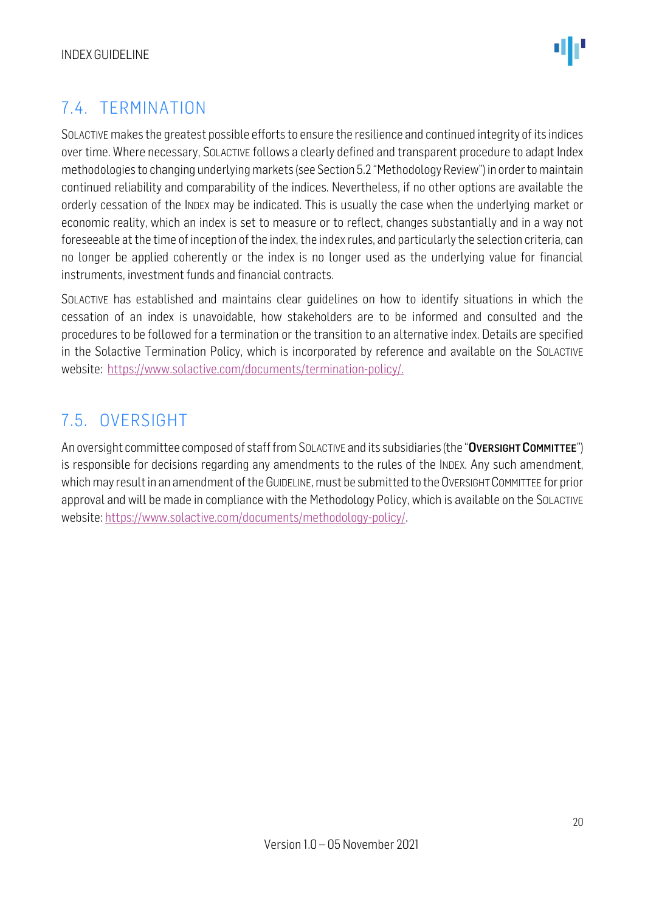## 7.4. TERMINATION

SOLACTIVE makes the greatest possible efforts to ensure the resilience and continued integrity of its indices over time. Where necessary, SOLACTIVE follows a clearly defined and transparent procedure to adapt Index methodologies to changing underlying markets (see Section 5.2 "Methodology Review") in order to maintain continued reliability and comparability of the indices. Nevertheless, if no other options are available the orderly cessation of the INDEX may be indicated. This is usually the case when the underlying market or economic reality, which an index is set to measure or to reflect, changes substantially and in a way not foreseeable at the time of inception of the index, the index rules, and particularly the selection criteria, can no longer be applied coherently or the index is no longer used as the underlying value for financial instruments, investment funds and financial contracts.

SOLACTIVE has established and maintains clear guidelines on how to identify situations in which the cessation of an index is unavoidable, how stakeholders are to be informed and consulted and the procedures to be followed for a termination or the transition to an alternative index. Details are specified in the Solactive Termination Policy, which is incorporated by reference and available on the SOLACTIVE website: https://www.solactive.com/documents/termination-policy/.

## 7.5. OVERSIGHT

An oversight committee composed of staff from SOLACTIVE and its subsidiaries (the "**OVERSIGHT COMMITTEE**") is responsible for decisions regarding any amendments to the rules of the INDEX. Any such amendment, which may result in an amendment of the GUIDELINE, must be submitted to the OVERSIGHT COMMITTEE for prior approval and will be made in compliance with the Methodology Policy, which is available on the SOLACTIVE website: https://www.solactive.com/documents/methodology-policy/.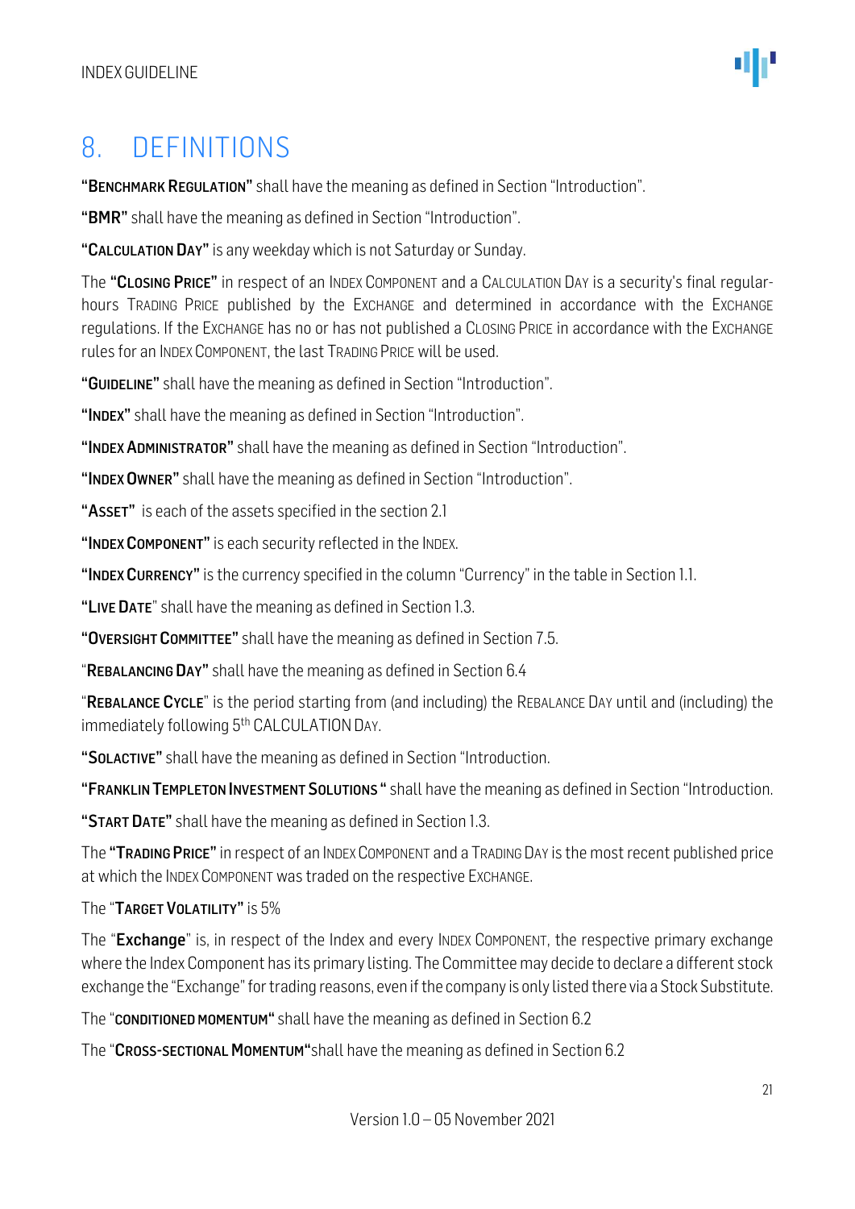# 8. DEFINITIONS

"**BENCHMARK REGULATION**" shall have the meaning as defined in Section "Introduction".

"**BMR**" shall have the meaning as defined in Section "Introduction".

"**CALCULATION DAY**" is any weekday which is not Saturday or Sunday.

The "**CLOSING PRICE**" in respect of an INDEX COMPONENT and a CALCULATION DAY is a security's final regular-hours TRADING PRICE published by the EXCHANGE and determined in accordance with the EXCHANGE regulations. If the EXCHANGE has no or has not published a CLOSING PRICE in accordance with the EXCHANGE rules for an INDEX COMPONENT, the last TRADING PRICE will be used.

"**GUIDELINE**" shall have the meaning as defined in Section "Introduction".

"**INDEX**" shall have the meaning as defined in Section "Introduction".

"**INDEX ADMINISTRATOR**" shall have the meaning as defined in Section "Introduction".

"**INDEX OWNER**" shall have the meaning as defined in Section "Introduction".

"**ASSET**" is each of the assets specified in the section 2.1

"**INDEX COMPONENT**" is each security reflected in the INDEX.

"**INDEX CURRENCY**" is the currency specified in the column "Currency" in the table in Section 1.1.

"**LIVE DATE**" shall have the meaning as defined in Section 1.3.

"**OVERSIGHT COMMITTEE**" shall have the meaning as defined in Section 7.5.

"**REBALANCING DAY**" shall have the meaning as defined in Section 6.4

"**REBALANCE CYCLE**" is the period starting from (and including) the REBALANCE DAY until and (including) the immediately following 5th CALCULATION DAY.

"**SOLACTIVE**" shall have the meaning as defined in Section "Introduction.

"**FRANKLIN TEMPLETON INVESTMENT SOLUTIONS** " shall have the meaning as defined in Section "Introduction.

"**START DATE**" shall have the meaning as defined in Section 1.3.

The "**TRADING PRICE**" in respect of an INDEX COMPONENT and a TRADING DAY is the most recent published price at which the INDEX COMPONENT was traded on the respective EXCHANGE.

The "**TARGET VOLATILITY**" is 5%

The "**Exchange**" is, in respect of the Index and every INDEX COMPONENT, the respective primary exchange where the Index Component has its primary listing. The Committee may decide to declare a different stock exchange the "Exchange" for trading reasons, even if the company is only listed there via a Stock Substitute.

The "**CONDITIONED MOMENTUM**" shall have the meaning as defined in Section 6.2

The "**CROSS-SECTIONAL MOMENTUM**"shall have the meaning as defined in Section 6.2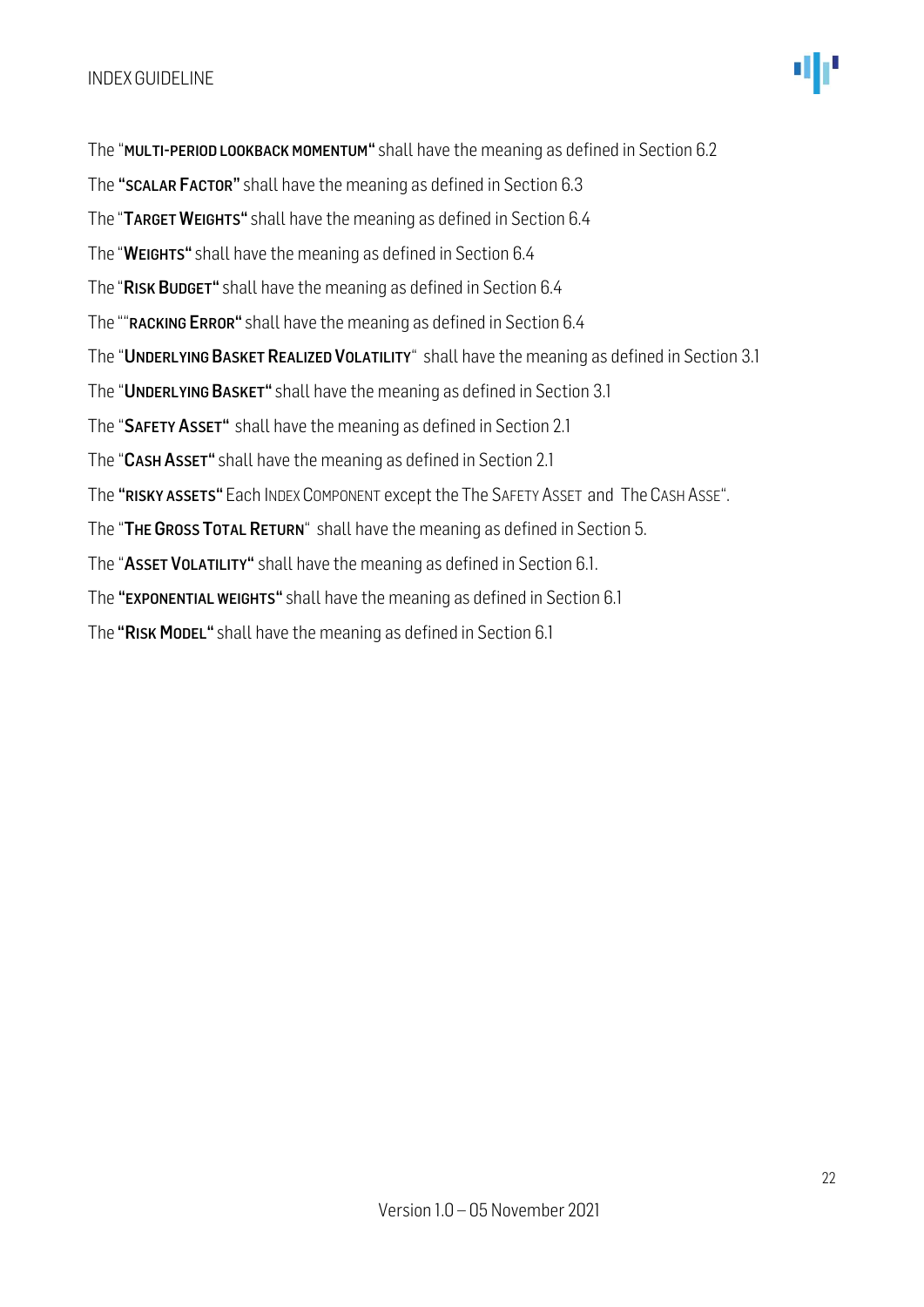The "**MULTI-PERIOD LOOKBACK MOMENTUM**" shall have the meaning as defined in Section 6.2

The "**SCALAR FACTOR**" shall have the meaning as defined in Section 6.3

The "**TARGET WEIGHTS**" shall have the meaning as defined in Section 6.4

The "**WEIGHTS**" shall have the meaning as defined in Section 6.4

The "**RISK BUDGET**" shall have the meaning as defined in Section 6.4

The ""**RACKING ERROR**" shall have the meaning as defined in Section 6.4

The "**UNDERLYING BASKET REALIZED VOLATILITY**" shall have the meaning as defined in Section 3.1

The "**UNDERLYING BASKET**" shall have the meaning as defined in Section 3.1

The "**SAFETY ASSET**" shall have the meaning as defined in Section 2.1

The "**CASH ASSET**" shall have the meaning as defined in Section 2.1

The "**RISKY ASSETS**" Each INDEX COMPONENT except the The SAFETY ASSET and The CASH ASSE".

The "**THE GROSS TOTAL RETURN**" shall have the meaning as defined in Section 5.

The "**ASSET VOLATILITY**" shall have the meaning as defined in Section 6.1.

The "**EXPONENTIAL WEIGHTS**" shall have the meaning as defined in Section 6.1

The "**RISK MODEL**" shall have the meaning as defined in Section 6.1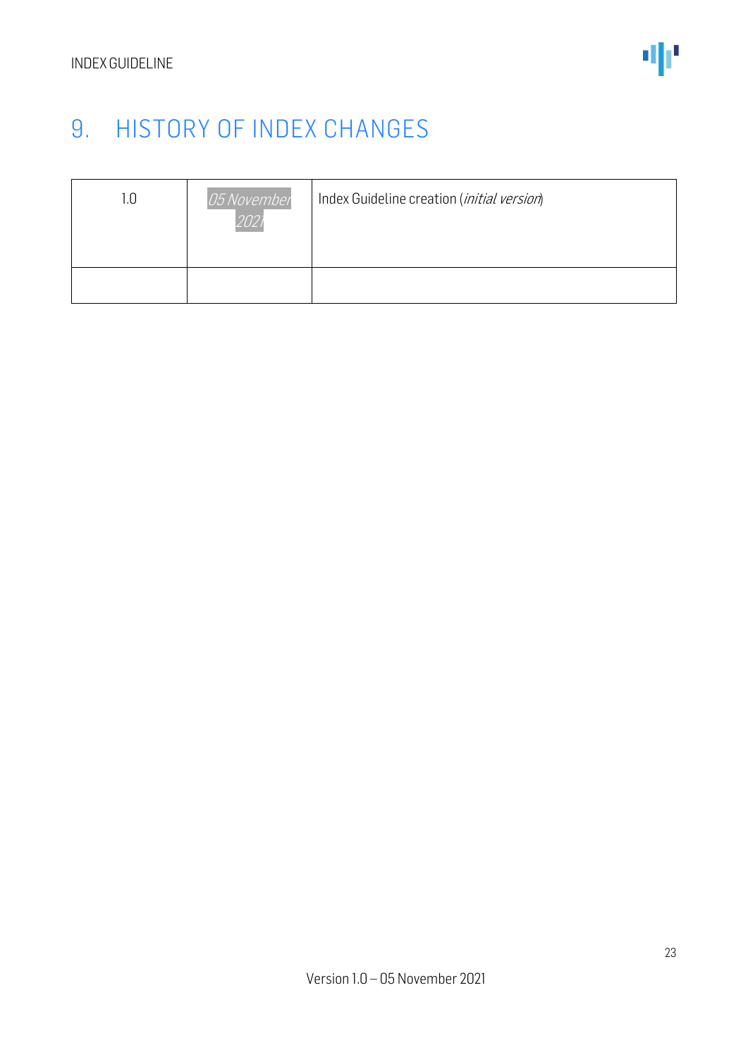# 9. HISTORY OF INDEX CHANGES

| 1.0 | *05 November 2021* | Index Guideline creation (*initial version*) |
|---|---|---|
| | | |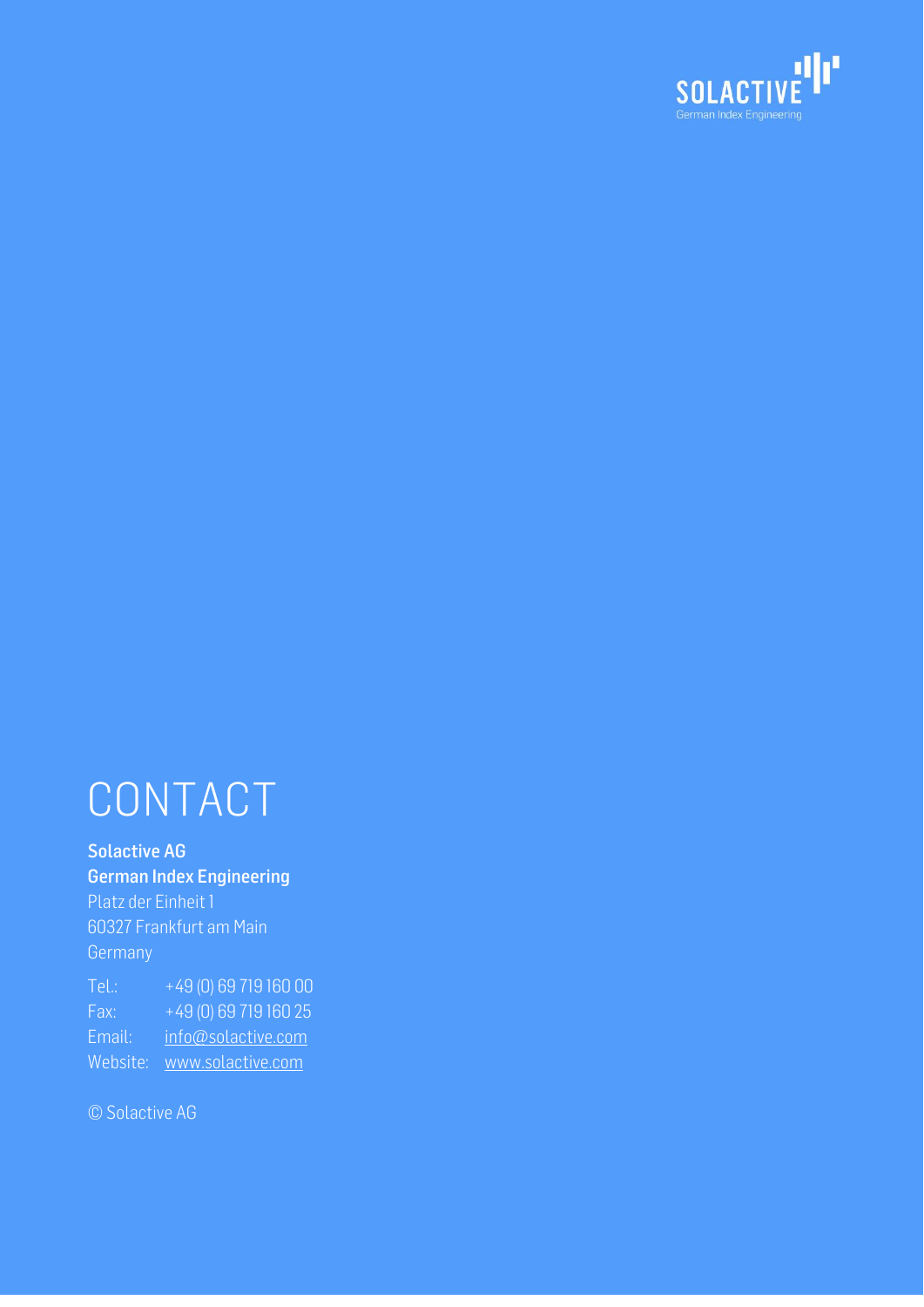# CONTACT

**Solactive AG**
**German Index Engineering**
Platz der Einheit 1
60327 Frankfurt am Main
Germany

Tel.: +49 (0) 69 719 160 00
Fax: +49 (0) 69 719 160 25
Email: info@solactive.com
Website: www.solactive.com

© Solactive AG